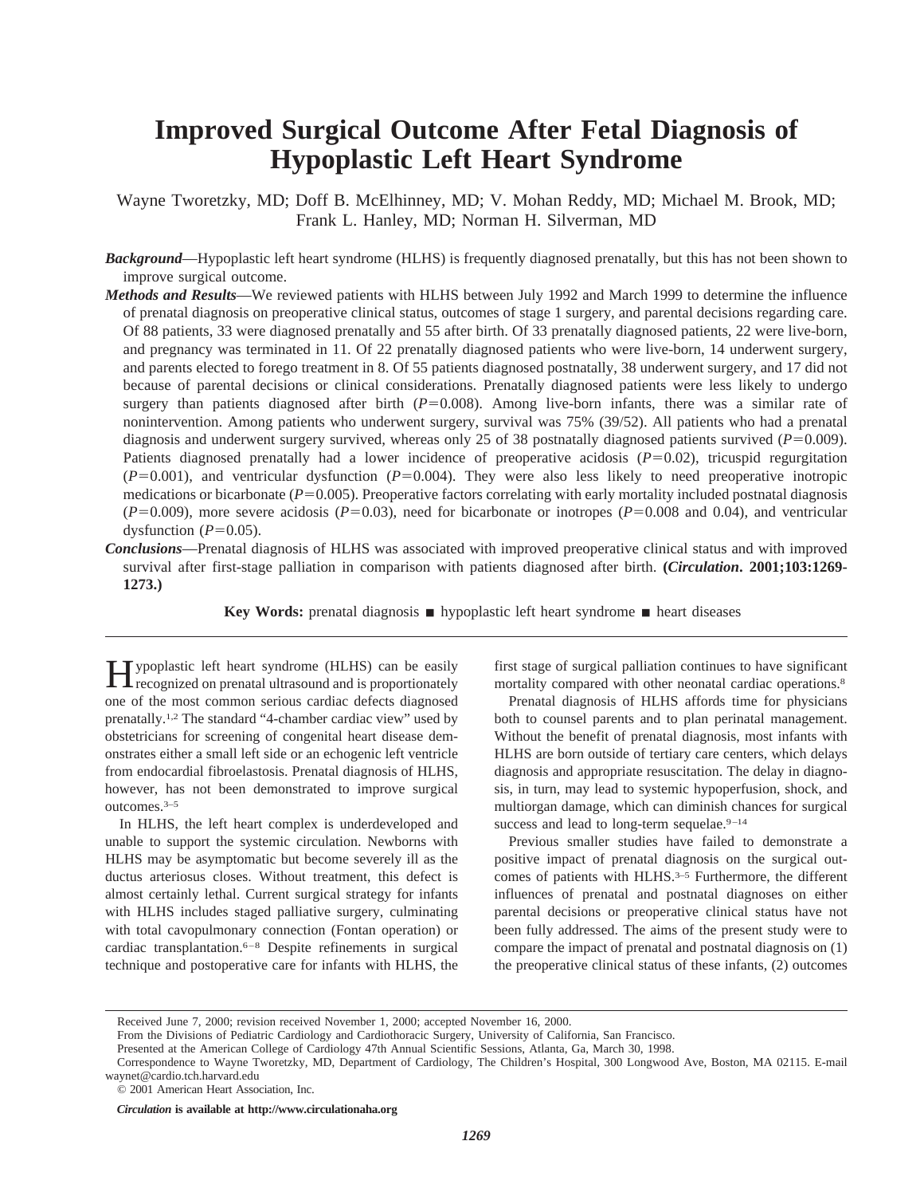# Improved Surgical Outcome After Fetal Diagnosis of Hypoplastic Left Heart Syndrome

Wayne Tworetzky, MD; Doff B. McElhinney, MD; V. Mohan Reddy, MD; Michael M. Brook, MD; Frank L. Hanley, MD; Norman H. Silverman, MD

***Background***—Hypoplastic left heart syndrome (HLHS) is frequently diagnosed prenatally, but this has not been shown to improve surgical outcome.

***Methods and Results***—We reviewed patients with HLHS between July 1992 and March 1999 to determine the influence of prenatal diagnosis on preoperative clinical status, outcomes of stage 1 surgery, and parental decisions regarding care. Of 88 patients, 33 were diagnosed prenatally and 55 after birth. Of 33 prenatally diagnosed patients, 22 were live-born, and pregnancy was terminated in 11. Of 22 prenatally diagnosed patients who were live-born, 14 underwent surgery, and parents elected to forego treatment in 8. Of 55 patients diagnosed postnatally, 38 underwent surgery, and 17 did not because of parental decisions or clinical considerations. Prenatally diagnosed patients were less likely to undergo surgery than patients diagnosed after birth ($P=0.008$). Among live-born infants, there was a similar rate of nonintervention. Among patients who underwent surgery, survival was 75% (39/52). All patients who had a prenatal diagnosis and underwent surgery survived, whereas only 25 of 38 postnatally diagnosed patients survived ($P=0.009$). Patients diagnosed prenatally had a lower incidence of preoperative acidosis ($P=0.02$), tricuspid regurgitation ($P=0.001$), and ventricular dysfunction ($P=0.004$). They were also less likely to need preoperative inotropic medications or bicarbonate ($P=0.005$). Preoperative factors correlating with early mortality included postnatal diagnosis ($P=0.009$), more severe acidosis ($P=0.03$), need for bicarbonate or inotropes ($P=0.008$ and 0.04), and ventricular dysfunction ($P=0.05$).

***Conclusions***—Prenatal diagnosis of HLHS was associated with improved preoperative clinical status and with improved survival after first-stage palliation in comparison with patients diagnosed after birth. **(*Circulation*. 2001;103:1269-1273.)**

**Key Words:** prenatal diagnosis ■ hypoplastic left heart syndrome ■ heart diseases

Hypoplastic left heart syndrome (HLHS) can be easily recognized on prenatal ultrasound and is proportionately one of the most common serious cardiac defects diagnosed prenatally.[1,2] The standard "4-chamber cardiac view" used by obstetricians for screening of congenital heart disease demonstrates either a small left side or an echogenic left ventricle from endocardial fibroelastosis. Prenatal diagnosis of HLHS, however, has not been demonstrated to improve surgical outcomes.[3–5]

In HLHS, the left heart complex is underdeveloped and unable to support the systemic circulation. Newborns with HLHS may be asymptomatic but become severely ill as the ductus arteriosus closes. Without treatment, this defect is almost certainly lethal. Current surgical strategy for infants with HLHS includes staged palliative surgery, culminating with total cavopulmonary connection (Fontan operation) or cardiac transplantation.[6–8] Despite refinements in surgical technique and postoperative care for infants with HLHS, the first stage of surgical palliation continues to have significant mortality compared with other neonatal cardiac operations.[8]

Prenatal diagnosis of HLHS affords time for physicians both to counsel parents and to plan perinatal management. Without the benefit of prenatal diagnosis, most infants with HLHS are born outside of tertiary care centers, which delays diagnosis and appropriate resuscitation. The delay in diagnosis, in turn, may lead to systemic hypoperfusion, shock, and multiorgan damage, which can diminish chances for surgical success and lead to long-term sequelae.[9–14]

Previous smaller studies have failed to demonstrate a positive impact of prenatal diagnosis on the surgical outcomes of patients with HLHS.[3–5] Furthermore, the different influences of prenatal and postnatal diagnoses on either parental decisions or preoperative clinical status have not been fully addressed. The aims of the present study were to compare the impact of prenatal and postnatal diagnosis on (1) the preoperative clinical status of these infants, (2) outcomes

Received June 7, 2000; revision received November 1, 2000; accepted November 16, 2000.

From the Divisions of Pediatric Cardiology and Cardiothoracic Surgery, University of California, San Francisco.

Presented at the American College of Cardiology 47th Annual Scientific Sessions, Atlanta, Ga, March 30, 1998.

Correspondence to Wayne Tworetzky, MD, Department of Cardiology, The Children's Hospital, 300 Longwood Ave, Boston, MA 02115. E-mail waynet@cardio.tch.harvard.edu

© 2001 American Heart Association, Inc.

***Circulation*** **is available at http://www.circulationaha.org**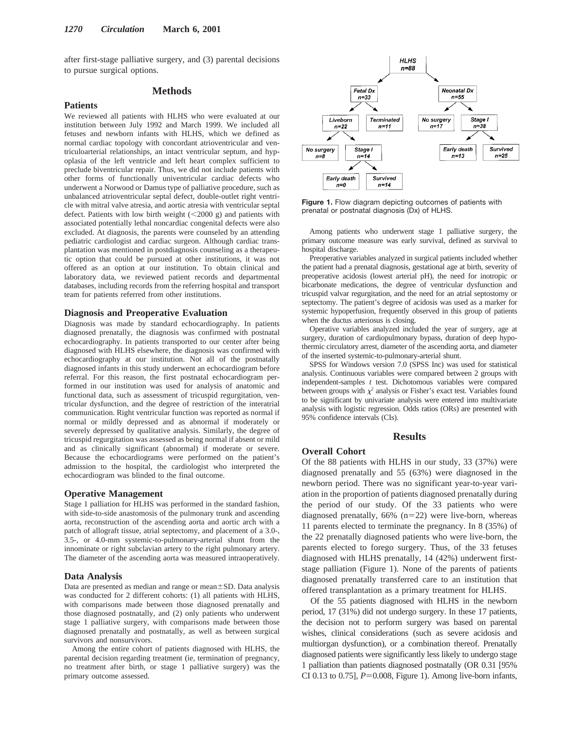after first-stage palliative surgery, and (3) parental decisions to pursue surgical options.

## Methods

### Patients

We reviewed all patients with HLHS who were evaluated at our institution between July 1992 and March 1999. We included all fetuses and newborn infants with HLHS, which we defined as normal cardiac topology with concordant atrioventricular and ventriculoarterial relationships, an intact ventricular septum, and hypoplasia of the left ventricle and left heart complex sufficient to preclude biventricular repair. Thus, we did not include patients with other forms of functionally univentricular cardiac defects who underwent a Norwood or Damus type of palliative procedure, such as unbalanced atrioventricular septal defect, double-outlet right ventricle with mitral valve atresia, and aortic atresia with ventricular septal defect. Patients with low birth weight (<2000 g) and patients with associated potentially lethal noncardiac congenital defects were also excluded. At diagnosis, the parents were counseled by an attending pediatric cardiologist and cardiac surgeon. Although cardiac transplantation was mentioned in postdiagnosis counseling as a therapeutic option that could be pursued at other institutions, it was not offered as an option at our institution. To obtain clinical and laboratory data, we reviewed patient records and departmental databases, including records from the referring hospital and transport team for patients referred from other institutions.

### Diagnosis and Preoperative Evaluation

Diagnosis was made by standard echocardiography. In patients diagnosed prenatally, the diagnosis was confirmed with postnatal echocardiography. In patients transported to our center after being diagnosed with HLHS elsewhere, the diagnosis was confirmed with echocardiography at our institution. Not all of the postnatally diagnosed infants in this study underwent an echocardiogram before referral. For this reason, the first postnatal echocardiogram performed in our institution was used for analysis of anatomic and functional data, such as assessment of tricuspid regurgitation, ventricular dysfunction, and the degree of restriction of the interatrial communication. Right ventricular function was reported as normal if normal or mildly depressed and as abnormal if moderately or severely depressed by qualitative analysis. Similarly, the degree of tricuspid regurgitation was assessed as being normal if absent or mild and as clinically significant (abnormal) if moderate or severe. Because the echocardiograms were performed on the patient's admission to the hospital, the cardiologist who interpreted the echocardiogram was blinded to the final outcome.

### Operative Management

Stage 1 palliation for HLHS was performed in the standard fashion, with side-to-side anastomosis of the pulmonary trunk and ascending aorta, reconstruction of the ascending aorta and aortic arch with a patch of allograft tissue, atrial septectomy, and placement of a 3.0-, 3.5-, or 4.0-mm systemic-to-pulmonary-arterial shunt from the innominate or right subclavian artery to the right pulmonary artery. The diameter of the ascending aorta was measured intraoperatively.

### Data Analysis

Data are presented as median and range or mean±SD. Data analysis was conducted for 2 different cohorts: (1) all patients with HLHS, with comparisons made between those diagnosed prenatally and those diagnosed postnatally, and (2) only patients who underwent stage 1 palliative surgery, with comparisons made between those diagnosed prenatally and postnatally, as well as between surgical survivors and nonsurvivors.

Among the entire cohort of patients diagnosed with HLHS, the parental decision regarding treatment (ie, termination of pregnancy, no treatment after birth, or stage 1 palliative surgery) was the primary outcome assessed.

HLHS n=88 → Fetal Dx n=33; Neonatal Dx n=55
Fetal Dx n=33 → Liveborn n=22; Terminated n=11
Liveborn n=22 → No surgery n=8; Stage I n=14
Stage I n=14 → Early death n=0; Survived n=14
Neonatal Dx n=55 → No surgery n=17; Stage I n=38
Stage I n=38 → Early death n=13; Survived n=25

**Figure 1.** Flow diagram depicting outcomes of patients with prenatal or postnatal diagnosis (Dx) of HLHS.

Among patients who underwent stage 1 palliative surgery, the primary outcome measure was early survival, defined as survival to hospital discharge.

Preoperative variables analyzed in surgical patients included whether the patient had a prenatal diagnosis, gestational age at birth, severity of preoperative acidosis (lowest arterial pH), the need for inotropic or bicarbonate medications, the degree of ventricular dysfunction and tricuspid valvar regurgitation, and the need for an atrial septostomy or septectomy. The patient's degree of acidosis was used as a marker for systemic hypoperfusion, frequently observed in this group of patients when the ductus arteriosus is closing.

Operative variables analyzed included the year of surgery, age at surgery, duration of cardiopulmonary bypass, duration of deep hypothermic circulatory arrest, diameter of the ascending aorta, and diameter of the inserted systemic-to-pulmonary-arterial shunt.

SPSS for Windows version 7.0 (SPSS Inc) was used for statistical analysis. Continuous variables were compared between 2 groups with independent-samples *t* test. Dichotomous variables were compared between groups with $\chi^2$ analysis or Fisher's exact test. Variables found to be significant by univariate analysis were entered into multivariate analysis with logistic regression. Odds ratios (ORs) are presented with 95% confidence intervals (CIs).

## Results

### Overall Cohort

Of the 88 patients with HLHS in our study, 33 (37%) were diagnosed prenatally and 55 (63%) were diagnosed in the newborn period. There was no significant year-to-year variation in the proportion of patients diagnosed prenatally during the period of our study. Of the 33 patients who were diagnosed prenatally, 66% (n=22) were live-born, whereas 11 parents elected to terminate the pregnancy. In 8 (35%) of the 22 prenatally diagnosed patients who were live-born, the parents elected to forego surgery. Thus, of the 33 fetuses diagnosed with HLHS prenatally, 14 (42%) underwent first-stage palliation (Figure 1). None of the parents of patients diagnosed prenatally transferred care to an institution that offered transplantation as a primary treatment for HLHS.

Of the 55 patients diagnosed with HLHS in the newborn period, 17 (31%) did not undergo surgery. In these 17 patients, the decision not to perform surgery was based on parental wishes, clinical considerations (such as severe acidosis and multiorgan dysfunction), or a combination thereof. Prenatally diagnosed patients were significantly less likely to undergo stage 1 palliation than patients diagnosed postnatally (OR 0.31 [95% CI 0.13 to 0.75], $P$=0.008, Figure 1). Among live-born infants,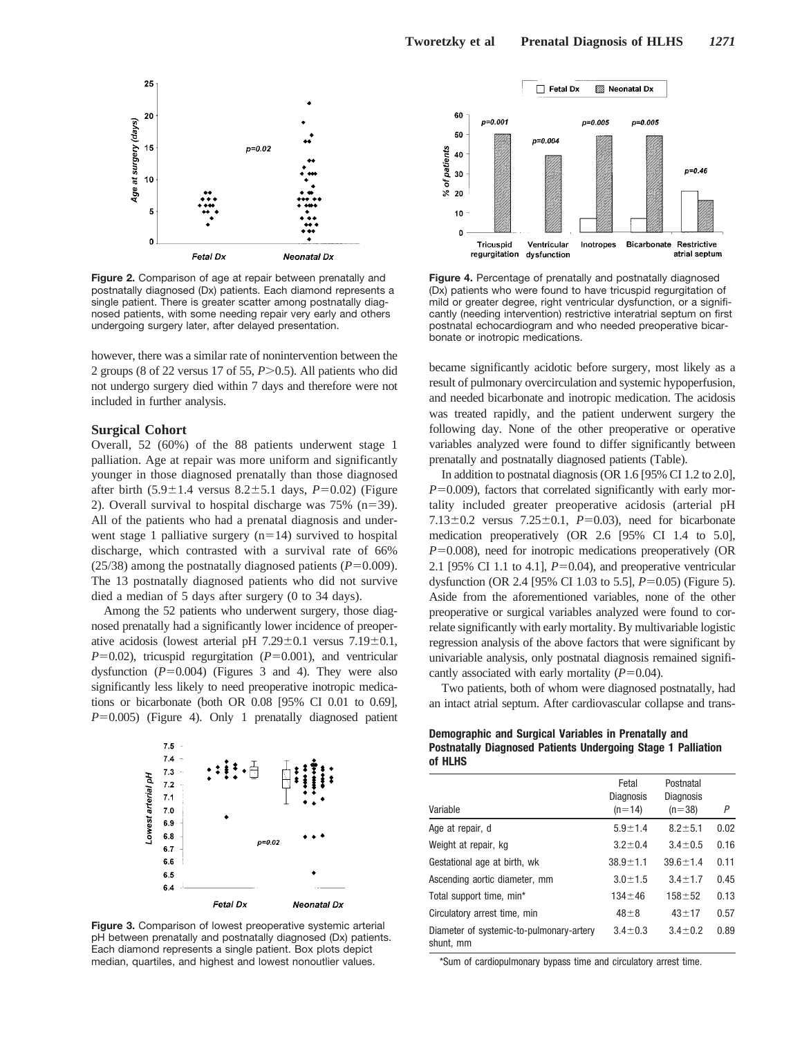however, there was a similar rate of nonintervention between the 2 groups (8 of 22 versus 17 of 55, $P>0.5$). All patients who did not undergo surgery died within 7 days and therefore were not included in further analysis.

### Surgical Cohort

Overall, 52 (60%) of the 88 patients underwent stage 1 palliation. Age at repair was more uniform and significantly younger in those diagnosed prenatally than those diagnosed after birth ($5.9\pm1.4$ versus $8.2\pm5.1$ days, $P=0.02$) (Figure 2). Overall survival to hospital discharge was 75% (n=39). All of the patients who had a prenatal diagnosis and underwent stage 1 palliative surgery (n=14) survived to hospital discharge, which contrasted with a survival rate of 66% (25/38) among the postnatally diagnosed patients ($P=0.009$). The 13 postnatally diagnosed patients who did not survive died a median of 5 days after surgery (0 to 34 days).

Among the 52 patients who underwent surgery, those diagnosed prenatally had a significantly lower incidence of preoperative acidosis (lowest arterial pH $7.29\pm0.1$ versus $7.19\pm0.1$, $P=0.02$), tricuspid regurgitation ($P=0.001$), and ventricular dysfunction ($P=0.004$) (Figures 3 and 4). They were also significantly less likely to need preoperative inotropic medications or bicarbonate (both OR 0.08 [95% CI 0.01 to 0.69], $P=0.005$) (Figure 4). Only 1 prenatally diagnosed patient became significantly acidotic before surgery, most likely as a result of pulmonary overcirculation and systemic hypoperfusion, and needed bicarbonate and inotropic medication. The acidosis was treated rapidly, and the patient underwent surgery the following day. None of the other preoperative or operative variables analyzed were found to differ significantly between prenatally and postnatally diagnosed patients (Table).

In addition to postnatal diagnosis (OR 1.6 [95% CI 1.2 to 2.0], $P=0.009$), factors that correlated significantly with early mortality included greater preoperative acidosis (arterial pH $7.13\pm0.2$ versus $7.25\pm0.1$, $P=0.03$), need for bicarbonate medication preoperatively (OR 2.6 [95% CI 1.4 to 5.0], $P=0.008$), need for inotropic medications preoperatively (OR 2.1 [95% CI 1.1 to 4.1], $P=0.04$), and preoperative ventricular dysfunction (OR 2.4 [95% CI 1.03 to 5.5], $P=0.05$) (Figure 5). Aside from the aforementioned variables, none of the other preoperative or surgical variables analyzed were found to correlate significantly with early mortality. By multivariable logistic regression analysis of the above factors that were significant by univariable analysis, only postnatal diagnosis remained significantly associated with early mortality ($P=0.04$).

Two patients, both of whom were diagnosed postnatally, had an intact atrial septum. After cardiovascular collapse and trans-

**Figure 2.** Comparison of age at repair between prenatally and postnatally diagnosed (Dx) patients. Each diamond represents a single patient. There is greater scatter among postnatally diagnosed patients, with some needing repair very early and others undergoing surgery later, after delayed presentation.

**Figure 3.** Comparison of lowest preoperative systemic arterial pH between prenatally and postnatally diagnosed (Dx) patients. Each diamond represents a single patient. Box plots depict median, quartiles, and highest and lowest nonoutlier values.

**Figure 4.** Percentage of prenatally and postnatally diagnosed (Dx) patients who were found to have tricuspid regurgitation of mild or greater degree, right ventricular dysfunction, or a significantly (needing intervention) restrictive interatrial septum on first postnatal echocardiogram and who needed preoperative bicarbonate or inotropic medications.

**Demographic and Surgical Variables in Prenatally and Postnatally Diagnosed Patients Undergoing Stage 1 Palliation of HLHS**

| Variable | Fetal Diagnosis (n=14) | Postnatal Diagnosis (n=38) | P |
|---|---|---|---|
| Age at repair, d | $5.9\pm1.4$ | $8.2\pm5.1$ | 0.02 |
| Weight at repair, kg | $3.2\pm0.4$ | $3.4\pm0.5$ | 0.16 |
| Gestational age at birth, wk | $38.9\pm1.1$ | $39.6\pm1.4$ | 0.11 |
| Ascending aortic diameter, mm | $3.0\pm1.5$ | $3.4\pm1.7$ | 0.45 |
| Total support time, min* | $134\pm46$ | $158\pm52$ | 0.13 |
| Circulatory arrest time, min | $48\pm8$ | $43\pm17$ | 0.57 |
| Diameter of systemic-to-pulmonary-artery shunt, mm | $3.4\pm0.3$ | $3.4\pm0.2$ | 0.89 |

*Sum of cardiopulmonary bypass time and circulatory arrest time.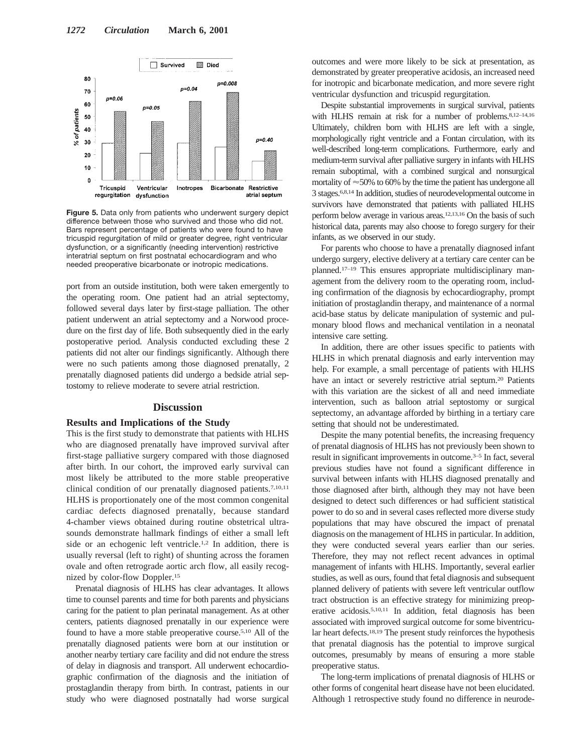Figure 5. Data only from patients who underwent surgery depict difference between those who survived and those who did not. Bars represent percentage of patients who were found to have tricuspid regurgitation of mild or greater degree, right ventricular dysfunction, or a significantly (needing intervention) restrictive interatrial septum on first postnatal echocardiogram and who needed preoperative bicarbonate or inotropic medications.

port from an outside institution, both were taken emergently to the operating room. One patient had an atrial septectomy, followed several days later by first-stage palliation. The other patient underwent an atrial septectomy and a Norwood procedure on the first day of life. Both subsequently died in the early postoperative period. Analysis conducted excluding these 2 patients did not alter our findings significantly. Although there were no such patients among those diagnosed prenatally, 2 prenatally diagnosed patients did undergo a bedside atrial septostomy to relieve moderate to severe atrial restriction.

## Discussion

### Results and Implications of the Study

This is the first study to demonstrate that patients with HLHS who are diagnosed prenatally have improved survival after first-stage palliative surgery compared with those diagnosed after birth. In our cohort, the improved early survival can most likely be attributed to the more stable preoperative clinical condition of our prenatally diagnosed patients.[7,10,11] HLHS is proportionately one of the most common congenital cardiac defects diagnosed prenatally, because standard 4-chamber views obtained during routine obstetrical ultrasounds demonstrate hallmark findings of either a small left side or an echogenic left ventricle.[1,2] In addition, there is usually reversal (left to right) of shunting across the foramen ovale and often retrograde aortic arch flow, all easily recognized by color-flow Doppler.[15]

Prenatal diagnosis of HLHS has clear advantages. It allows time to counsel parents and time for both parents and physicians caring for the patient to plan perinatal management. As at other centers, patients diagnosed prenatally in our experience were found to have a more stable preoperative course.[5,10] All of the prenatally diagnosed patients were born at our institution or another nearby tertiary care facility and did not endure the stress of delay in diagnosis and transport. All underwent echocardiographic confirmation of the diagnosis and the initiation of prostaglandin therapy from birth. In contrast, patients in our study who were diagnosed postnatally had worse surgical outcomes and were more likely to be sick at presentation, as demonstrated by greater preoperative acidosis, an increased need for inotropic and bicarbonate medication, and more severe right ventricular dysfunction and tricuspid regurgitation.

Despite substantial improvements in surgical survival, patients with HLHS remain at risk for a number of problems.[8,12–14,16] Ultimately, children born with HLHS are left with a single, morphologically right ventricle and a Fontan circulation, with its well-described long-term complications. Furthermore, early and medium-term survival after palliative surgery in infants with HLHS remain suboptimal, with a combined surgical and nonsurgical mortality of ≈50% to 60% by the time the patient has undergone all 3 stages.[6,8,14] In addition, studies of neurodevelopmental outcome in survivors have demonstrated that patients with palliated HLHS perform below average in various areas.[12,13,16] On the basis of such historical data, parents may also choose to forego surgery for their infants, as we observed in our study.

For parents who choose to have a prenatally diagnosed infant undergo surgery, elective delivery at a tertiary care center can be planned.[17–19] This ensures appropriate multidisciplinary management from the delivery room to the operating room, including confirmation of the diagnosis by echocardiography, prompt initiation of prostaglandin therapy, and maintenance of a normal acid-base status by delicate manipulation of systemic and pulmonary blood flows and mechanical ventilation in a neonatal intensive care setting.

In addition, there are other issues specific to patients with HLHS in which prenatal diagnosis and early intervention may help. For example, a small percentage of patients with HLHS have an intact or severely restrictive atrial septum.[20] Patients with this variation are the sickest of all and need immediate intervention, such as balloon atrial septostomy or surgical septectomy, an advantage afforded by birthing in a tertiary care setting that should not be underestimated.

Despite the many potential benefits, the increasing frequency of prenatal diagnosis of HLHS has not previously been shown to result in significant improvements in outcome.[3–5] In fact, several previous studies have not found a significant difference in survival between infants with HLHS diagnosed prenatally and those diagnosed after birth, although they may not have been designed to detect such differences or had sufficient statistical power to do so and in several cases reflected more diverse study populations that may have obscured the impact of prenatal diagnosis on the management of HLHS in particular. In addition, they were conducted several years earlier than our series. Therefore, they may not reflect recent advances in optimal management of infants with HLHS. Importantly, several earlier studies, as well as ours, found that fetal diagnosis and subsequent planned delivery of patients with severe left ventricular outflow tract obstruction is an effective strategy for minimizing preoperative acidosis.[5,10,11] In addition, fetal diagnosis has been associated with improved surgical outcome for some biventricular heart defects.[18,19] The present study reinforces the hypothesis that prenatal diagnosis has the potential to improve surgical outcomes, presumably by means of ensuring a more stable preoperative status.

The long-term implications of prenatal diagnosis of HLHS or other forms of congenital heart disease have not been elucidated. Although 1 retrospective study found no difference in neurode-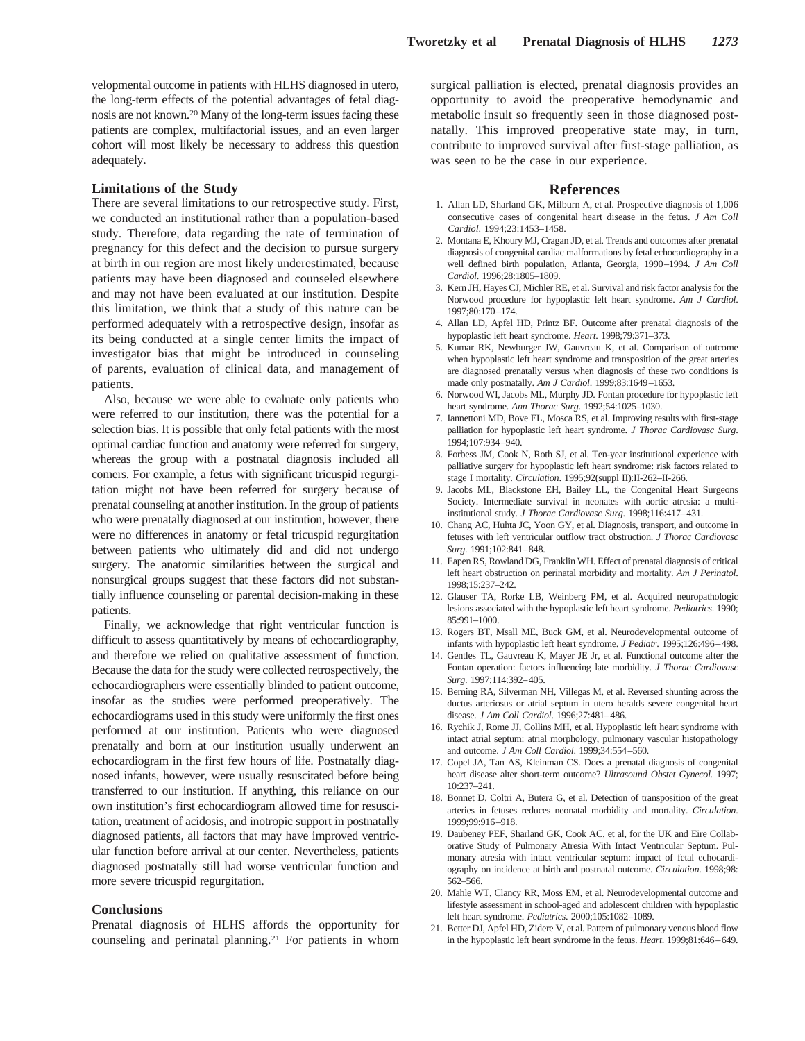velopmental outcome in patients with HLHS diagnosed in utero, the long-term effects of the potential advantages of fetal diagnosis are not known.[20] Many of the long-term issues facing these patients are complex, multifactorial issues, and an even larger cohort will most likely be necessary to address this question adequately.

### Limitations of the Study

There are several limitations to our retrospective study. First, we conducted an institutional rather than a population-based study. Therefore, data regarding the rate of termination of pregnancy for this defect and the decision to pursue surgery at birth in our region are most likely underestimated, because patients may have been diagnosed and counseled elsewhere and may not have been evaluated at our institution. Despite this limitation, we think that a study of this nature can be performed adequately with a retrospective design, insofar as its being conducted at a single center limits the impact of investigator bias that might be introduced in counseling of parents, evaluation of clinical data, and management of patients.

Also, because we were able to evaluate only patients who were referred to our institution, there was the potential for a selection bias. It is possible that only fetal patients with the most optimal cardiac function and anatomy were referred for surgery, whereas the group with a postnatal diagnosis included all comers. For example, a fetus with significant tricuspid regurgitation might not have been referred for surgery because of prenatal counseling at another institution. In the group of patients who were prenatally diagnosed at our institution, however, there were no differences in anatomy or fetal tricuspid regurgitation between patients who ultimately did and did not undergo surgery. The anatomic similarities between the surgical and nonsurgical groups suggest that these factors did not substantially influence counseling or parental decision-making in these patients.

Finally, we acknowledge that right ventricular function is difficult to assess quantitatively by means of echocardiography, and therefore we relied on qualitative assessment of function. Because the data for the study were collected retrospectively, the echocardiographers were essentially blinded to patient outcome, insofar as the studies were performed preoperatively. The echocardiograms used in this study were uniformly the first ones performed at our institution. Patients who were diagnosed prenatally and born at our institution usually underwent an echocardiogram in the first few hours of life. Postnatally diagnosed infants, however, were usually resuscitated before being transferred to our institution. If anything, this reliance on our own institution's first echocardiogram allowed time for resuscitation, treatment of acidosis, and inotropic support in postnatally diagnosed patients, all factors that may have improved ventricular function before arrival at our center. Nevertheless, patients diagnosed postnatally still had worse ventricular function and more severe tricuspid regurgitation.

### Conclusions

Prenatal diagnosis of HLHS affords the opportunity for counseling and perinatal planning.[21] For patients in whom surgical palliation is elected, prenatal diagnosis provides an opportunity to avoid the preoperative hemodynamic and metabolic insult so frequently seen in those diagnosed postnatally. This improved preoperative state may, in turn, contribute to improved survival after first-stage palliation, as was seen to be the case in our experience.

## References

1. Allan LD, Sharland GK, Milburn A, et al. Prospective diagnosis of 1,006 consecutive cases of congenital heart disease in the fetus. *J Am Coll Cardiol.* 1994;23:1453–1458.
2. Montana E, Khoury MJ, Cragan JD, et al. Trends and outcomes after prenatal diagnosis of congenital cardiac malformations by fetal echocardiography in a well defined birth population, Atlanta, Georgia, 1990–1994. *J Am Coll Cardiol.* 1996;28:1805–1809.
3. Kern JH, Hayes CJ, Michler RE, et al. Survival and risk factor analysis for the Norwood procedure for hypoplastic left heart syndrome. *Am J Cardiol.* 1997;80:170–174.
4. Allan LD, Apfel HD, Printz BF. Outcome after prenatal diagnosis of the hypoplastic left heart syndrome. *Heart.* 1998;79:371–373.
5. Kumar RK, Newburger JW, Gauvreau K, et al. Comparison of outcome when hypoplastic left heart syndrome and transposition of the great arteries are diagnosed prenatally versus when diagnosis of these two conditions is made only postnatally. *Am J Cardiol.* 1999;83:1649–1653.
6. Norwood WI, Jacobs ML, Murphy JD. Fontan procedure for hypoplastic left heart syndrome. *Ann Thorac Surg.* 1992;54:1025–1030.
7. Iannettoni MD, Bove EL, Mosca RS, et al. Improving results with first-stage palliation for hypoplastic left heart syndrome. *J Thorac Cardiovasc Surg.* 1994;107:934–940.
8. Forbess JM, Cook N, Roth SJ, et al. Ten-year institutional experience with palliative surgery for hypoplastic left heart syndrome: risk factors related to stage I mortality. *Circulation.* 1995;92(suppl II):II-262–II-266.
9. Jacobs ML, Blackstone EH, Bailey LL, the Congenital Heart Surgeons Society. Intermediate survival in neonates with aortic atresia: a multi-institutional study. *J Thorac Cardiovasc Surg.* 1998;116:417–431.
10. Chang AC, Huhta JC, Yoon GY, et al. Diagnosis, transport, and outcome in fetuses with left ventricular outflow tract obstruction. *J Thorac Cardiovasc Surg.* 1991;102:841–848.
11. Eapen RS, Rowland DG, Franklin WH. Effect of prenatal diagnosis of critical left heart obstruction on perinatal morbidity and mortality. *Am J Perinatol.* 1998;15:237–242.
12. Glauser TA, Rorke LB, Weinberg PM, et al. Acquired neuropathologic lesions associated with the hypoplastic left heart syndrome. *Pediatrics.* 1990;85:991–1000.
13. Rogers BT, Msall ME, Buck GM, et al. Neurodevelopmental outcome of infants with hypoplastic left heart syndrome. *J Pediatr.* 1995;126:496–498.
14. Gentles TL, Gauvreau K, Mayer JE Jr, et al. Functional outcome after the Fontan operation: factors influencing late morbidity. *J Thorac Cardiovasc Surg.* 1997;114:392–405.
15. Berning RA, Silverman NH, Villegas M, et al. Reversed shunting across the ductus arteriosus or atrial septum in utero heralds severe congenital heart disease. *J Am Coll Cardiol.* 1996;27:481–486.
16. Rychik J, Rome JJ, Collins MH, et al. Hypoplastic left heart syndrome with intact atrial septum: atrial morphology, pulmonary vascular histopathology and outcome. *J Am Coll Cardiol.* 1999;34:554–560.
17. Copel JA, Tan AS, Kleinman CS. Does a prenatal diagnosis of congenital heart disease alter short-term outcome? *Ultrasound Obstet Gynecol.* 1997;10:237–241.
18. Bonnet D, Coltri A, Butera G, et al. Detection of transposition of the great arteries in fetuses reduces neonatal morbidity and mortality. *Circulation.* 1999;99:916–918.
19. Daubeney PEF, Sharland GK, Cook AC, et al, for the UK and Eire Collaborative Study of Pulmonary Atresia With Intact Ventricular Septum. Pulmonary atresia with intact ventricular septum: impact of fetal echocardiography on incidence at birth and postnatal outcome. *Circulation.* 1998;98:562–566.
20. Mahle WT, Clancy RR, Moss EM, et al. Neurodevelopmental outcome and lifestyle assessment in school-aged and adolescent children with hypoplastic left heart syndrome. *Pediatrics.* 2000;105:1082–1089.
21. Better DJ, Apfel HD, Zidere V, et al. Pattern of pulmonary venous blood flow in the hypoplastic left heart syndrome in the fetus. *Heart.* 1999;81:646–649.